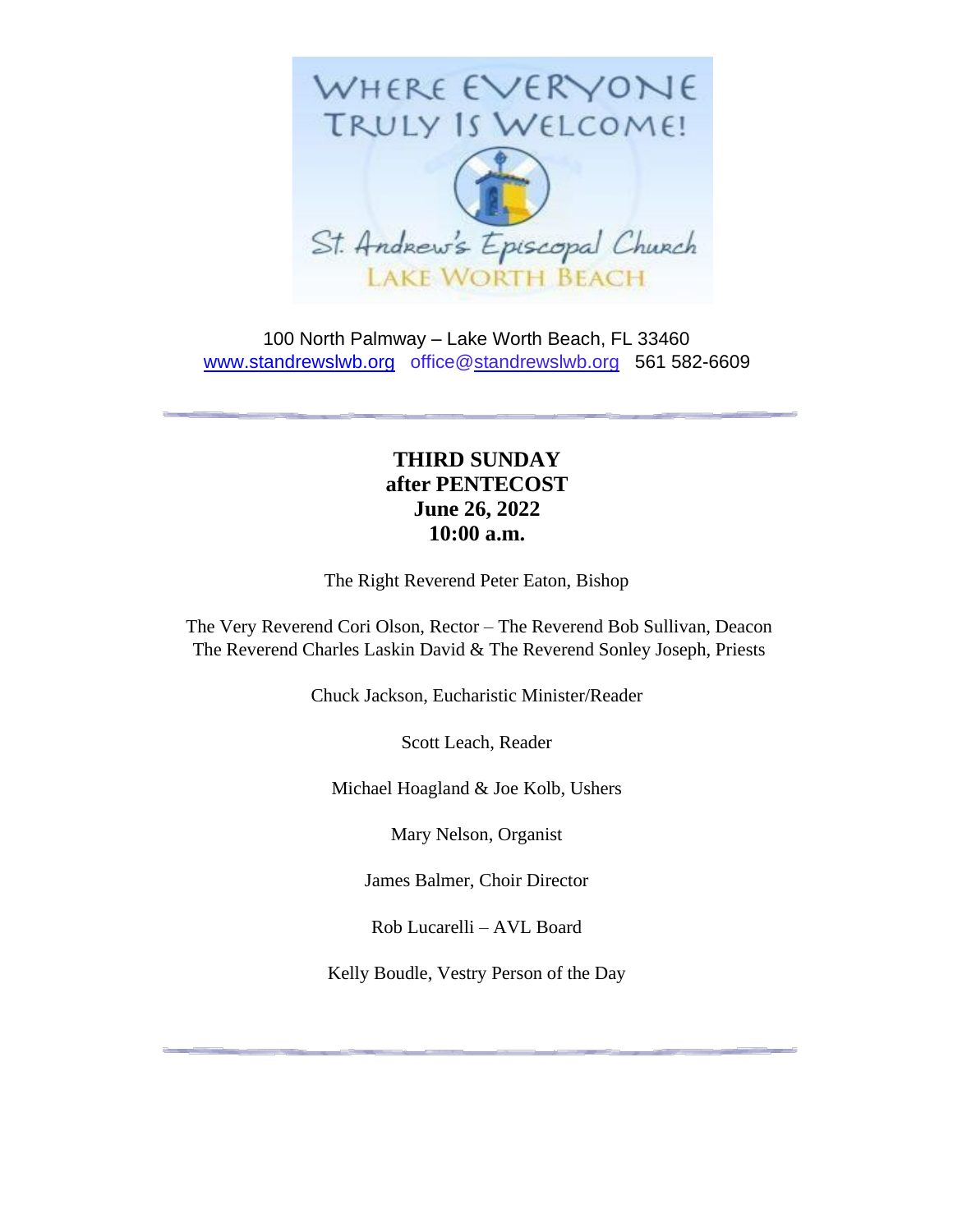WHERE EVERYONE TRULY IS WELCOME!

St. Andrew's Episcopal Church

LAKE WORTH BEACH

100 North Palmway – Lake Worth Beach, FL 33460
www.standrewslwb.org office@standrewslwb.org 561 582-6609

---

**THIRD SUNDAY**
**after PENTECOST**
**June 26, 2022**
**10:00 a.m.**

The Right Reverend Peter Eaton, Bishop

The Very Reverend Cori Olson, Rector – The Reverend Bob Sullivan, Deacon
The Reverend Charles Laskin David & The Reverend Sonley Joseph, Priests

Chuck Jackson, Eucharistic Minister/Reader

Scott Leach, Reader

Michael Hoagland & Joe Kolb, Ushers

Mary Nelson, Organist

James Balmer, Choir Director

Rob Lucarelli – AVL Board

Kelly Boudle, Vestry Person of the Day

---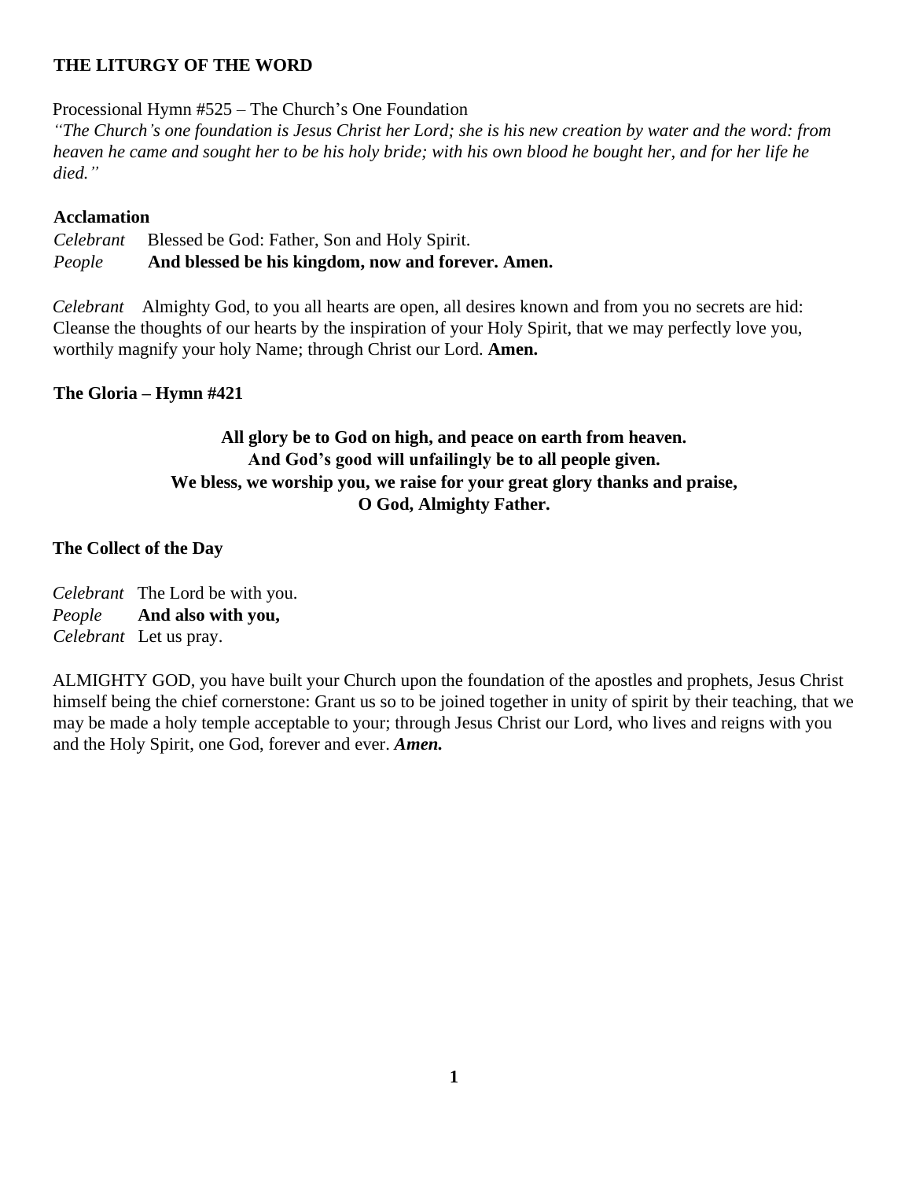## THE LITURGY OF THE WORD

Processional Hymn #525 – The Church's One Foundation

*"The Church's one foundation is Jesus Christ her Lord; she is his new creation by water and the word: from heaven he came and sought her to be his holy bride; with his own blood he bought her, and for her life he died."*

**Acclamation**

*Celebrant* Blessed be God: Father, Son and Holy Spirit.
*People* **And blessed be his kingdom, now and forever. Amen.**

*Celebrant* Almighty God, to you all hearts are open, all desires known and from you no secrets are hid: Cleanse the thoughts of our hearts by the inspiration of your Holy Spirit, that we may perfectly love you, worthily magnify your holy Name; through Christ our Lord. **Amen.**

**The Gloria – Hymn #421**

**All glory be to God on high, and peace on earth from heaven.**
**And God's good will unfailingly be to all people given.**
**We bless, we worship you, we raise for your great glory thanks and praise,**
**O God, Almighty Father.**

**The Collect of the Day**

*Celebrant* The Lord be with you.
*People* **And also with you,**
*Celebrant* Let us pray.

ALMIGHTY GOD, you have built your Church upon the foundation of the apostles and prophets, Jesus Christ himself being the chief cornerstone: Grant us so to be joined together in unity of spirit by their teaching, that we may be made a holy temple acceptable to your; through Jesus Christ our Lord, who lives and reigns with you and the Holy Spirit, one God, forever and ever. ***Amen.***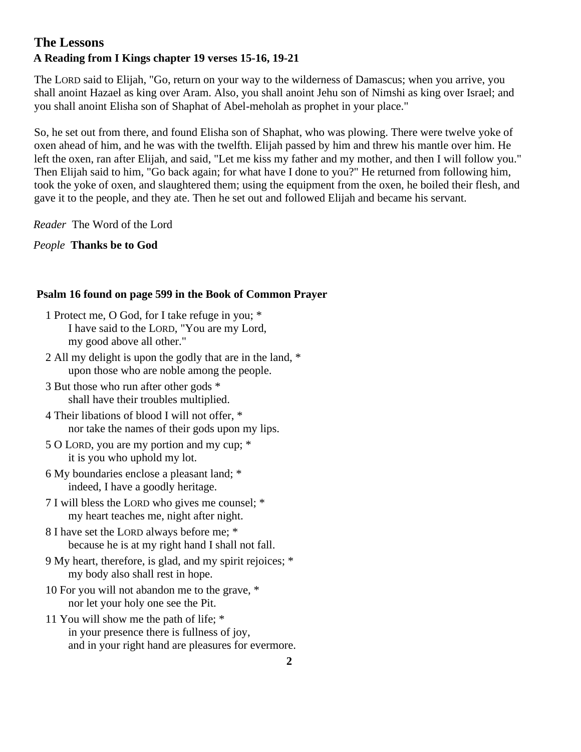## The Lessons

### A Reading from I Kings chapter 19 verses 15-16, 19-21

The LORD said to Elijah, "Go, return on your way to the wilderness of Damascus; when you arrive, you shall anoint Hazael as king over Aram. Also, you shall anoint Jehu son of Nimshi as king over Israel; and you shall anoint Elisha son of Shaphat of Abel-meholah as prophet in your place."

So, he set out from there, and found Elisha son of Shaphat, who was plowing. There were twelve yoke of oxen ahead of him, and he was with the twelfth. Elijah passed by him and threw his mantle over him. He left the oxen, ran after Elijah, and said, "Let me kiss my father and my mother, and then I will follow you." Then Elijah said to him, "Go back again; for what have I done to you?" He returned from following him, took the yoke of oxen, and slaughtered them; using the equipment from the oxen, he boiled their flesh, and gave it to the people, and they ate. Then he set out and followed Elijah and became his servant.

*Reader* The Word of the Lord

*People* **Thanks be to God**

### Psalm 16 found on page 599 in the Book of Common Prayer

1 Protect me, O God, for I take refuge in you; *
  I have said to the LORD, "You are my Lord,
  my good above all other."

2 All my delight is upon the godly that are in the land, *
  upon those who are noble among the people.

3 But those who run after other gods *
  shall have their troubles multiplied.

4 Their libations of blood I will not offer, *
  nor take the names of their gods upon my lips.

5 O LORD, you are my portion and my cup; *
  it is you who uphold my lot.

6 My boundaries enclose a pleasant land; *
  indeed, I have a goodly heritage.

7 I will bless the LORD who gives me counsel; *
  my heart teaches me, night after night.

8 I have set the LORD always before me; *
  because he is at my right hand I shall not fall.

9 My heart, therefore, is glad, and my spirit rejoices; *
  my body also shall rest in hope.

10 For you will not abandon me to the grave, *
  nor let your holy one see the Pit.

11 You will show me the path of life; *
  in your presence there is fullness of joy,
  and in your right hand are pleasures for evermore.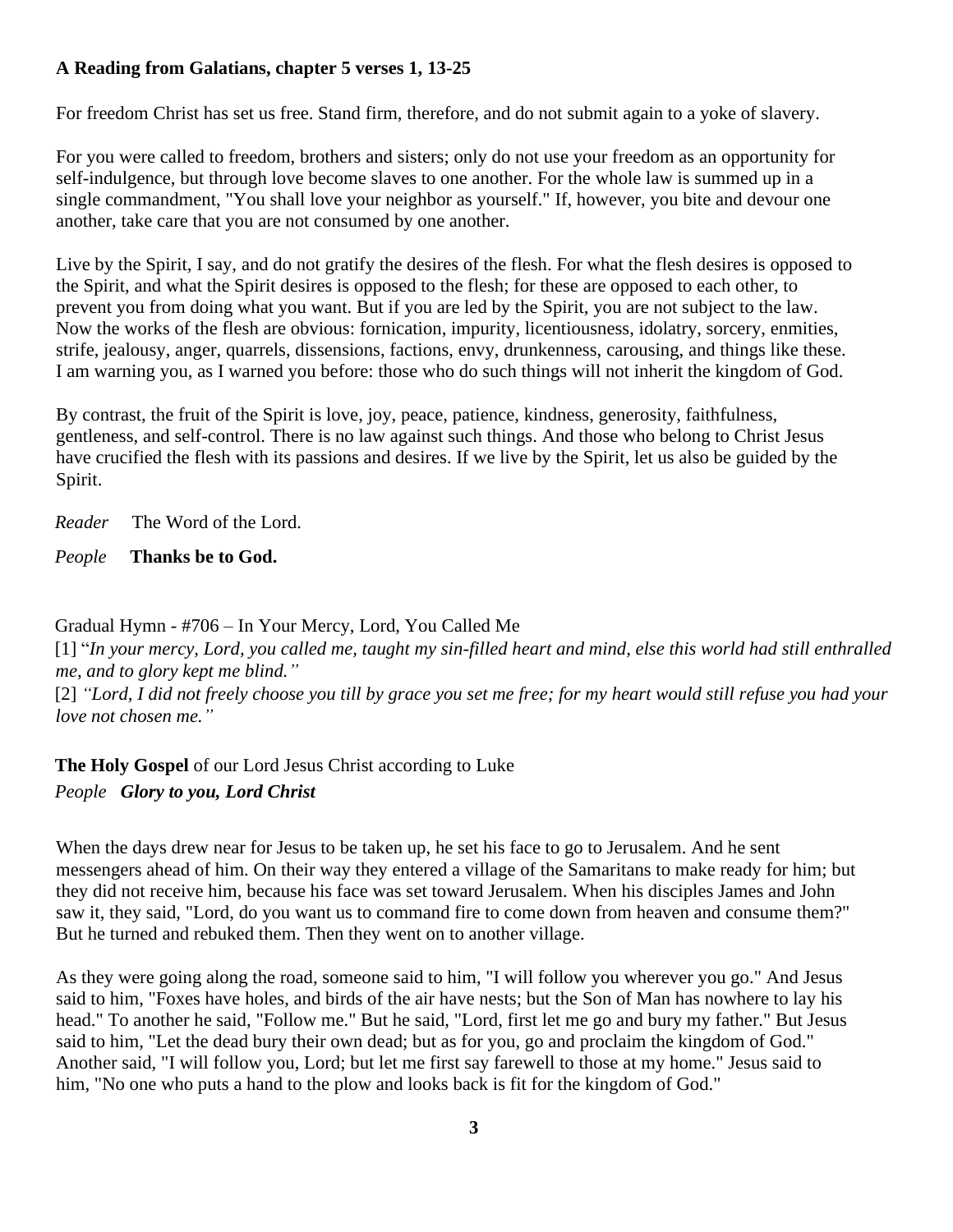**A Reading from Galatians, chapter 5 verses 1, 13-25**

For freedom Christ has set us free. Stand firm, therefore, and do not submit again to a yoke of slavery.

For you were called to freedom, brothers and sisters; only do not use your freedom as an opportunity for self-indulgence, but through love become slaves to one another. For the whole law is summed up in a single commandment, "You shall love your neighbor as yourself." If, however, you bite and devour one another, take care that you are not consumed by one another.

Live by the Spirit, I say, and do not gratify the desires of the flesh. For what the flesh desires is opposed to the Spirit, and what the Spirit desires is opposed to the flesh; for these are opposed to each other, to prevent you from doing what you want. But if you are led by the Spirit, you are not subject to the law. Now the works of the flesh are obvious: fornication, impurity, licentiousness, idolatry, sorcery, enmities, strife, jealousy, anger, quarrels, dissensions, factions, envy, drunkenness, carousing, and things like these. I am warning you, as I warned you before: those who do such things will not inherit the kingdom of God.

By contrast, the fruit of the Spirit is love, joy, peace, patience, kindness, generosity, faithfulness, gentleness, and self-control. There is no law against such things. And those who belong to Christ Jesus have crucified the flesh with its passions and desires. If we live by the Spirit, let us also be guided by the Spirit.

*Reader* The Word of the Lord.

*People* **Thanks be to God.**

Gradual Hymn - #706 – In Your Mercy, Lord, You Called Me

[1] "*In your mercy, Lord, you called me, taught my sin-filled heart and mind, else this world had still enthralled me, and to glory kept me blind."*

[2] *"Lord, I did not freely choose you till by grace you set me free; for my heart would still refuse you had your love not chosen me."*

**The Holy Gospel** of our Lord Jesus Christ according to Luke

*People* ***Glory to you, Lord Christ***

When the days drew near for Jesus to be taken up, he set his face to go to Jerusalem. And he sent messengers ahead of him. On their way they entered a village of the Samaritans to make ready for him; but they did not receive him, because his face was set toward Jerusalem. When his disciples James and John saw it, they said, "Lord, do you want us to command fire to come down from heaven and consume them?" But he turned and rebuked them. Then they went on to another village.

As they were going along the road, someone said to him, "I will follow you wherever you go." And Jesus said to him, "Foxes have holes, and birds of the air have nests; but the Son of Man has nowhere to lay his head." To another he said, "Follow me." But he said, "Lord, first let me go and bury my father." But Jesus said to him, "Let the dead bury their own dead; but as for you, go and proclaim the kingdom of God." Another said, "I will follow you, Lord; but let me first say farewell to those at my home." Jesus said to him, "No one who puts a hand to the plow and looks back is fit for the kingdom of God."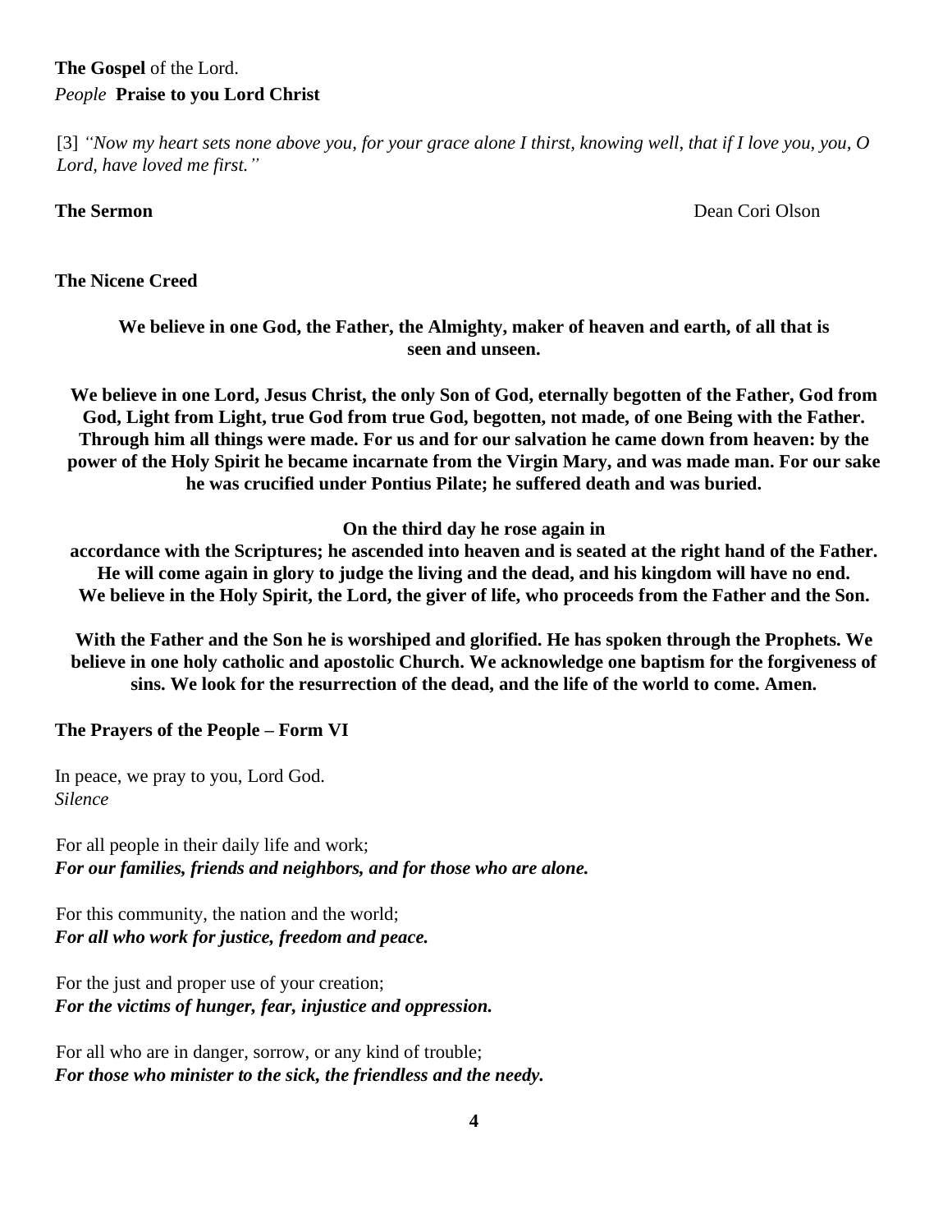**The Gospel** of the Lord.
*People* **Praise to you Lord Christ**

[3] *"Now my heart sets none above you, for your grace alone I thirst, knowing well, that if I love you, you, O Lord, have loved me first."*

**The Sermon** Dean Cori Olson

**The Nicene Creed**

**We believe in one God, the Father, the Almighty, maker of heaven and earth, of all that is seen and unseen.**

**We believe in one Lord, Jesus Christ, the only Son of God, eternally begotten of the Father, God from God, Light from Light, true God from true God, begotten, not made, of one Being with the Father. Through him all things were made. For us and for our salvation he came down from heaven: by the power of the Holy Spirit he became incarnate from the Virgin Mary, and was made man. For our sake he was crucified under Pontius Pilate; he suffered death and was buried.**

**On the third day he rose again in accordance with the Scriptures; he ascended into heaven and is seated at the right hand of the Father. He will come again in glory to judge the living and the dead, and his kingdom will have no end. We believe in the Holy Spirit, the Lord, the giver of life, who proceeds from the Father and the Son.**

**With the Father and the Son he is worshiped and glorified. He has spoken through the Prophets. We believe in one holy catholic and apostolic Church. We acknowledge one baptism for the forgiveness of sins. We look for the resurrection of the dead, and the life of the world to come. Amen.**

**The Prayers of the People – Form VI**

In peace, we pray to you, Lord God.
*Silence*

For all people in their daily life and work;
***For our families, friends and neighbors, and for those who are alone.***

For this community, the nation and the world;
***For all who work for justice, freedom and peace.***

For the just and proper use of your creation;
***For the victims of hunger, fear, injustice and oppression.***

For all who are in danger, sorrow, or any kind of trouble;
***For those who minister to the sick, the friendless and the needy.***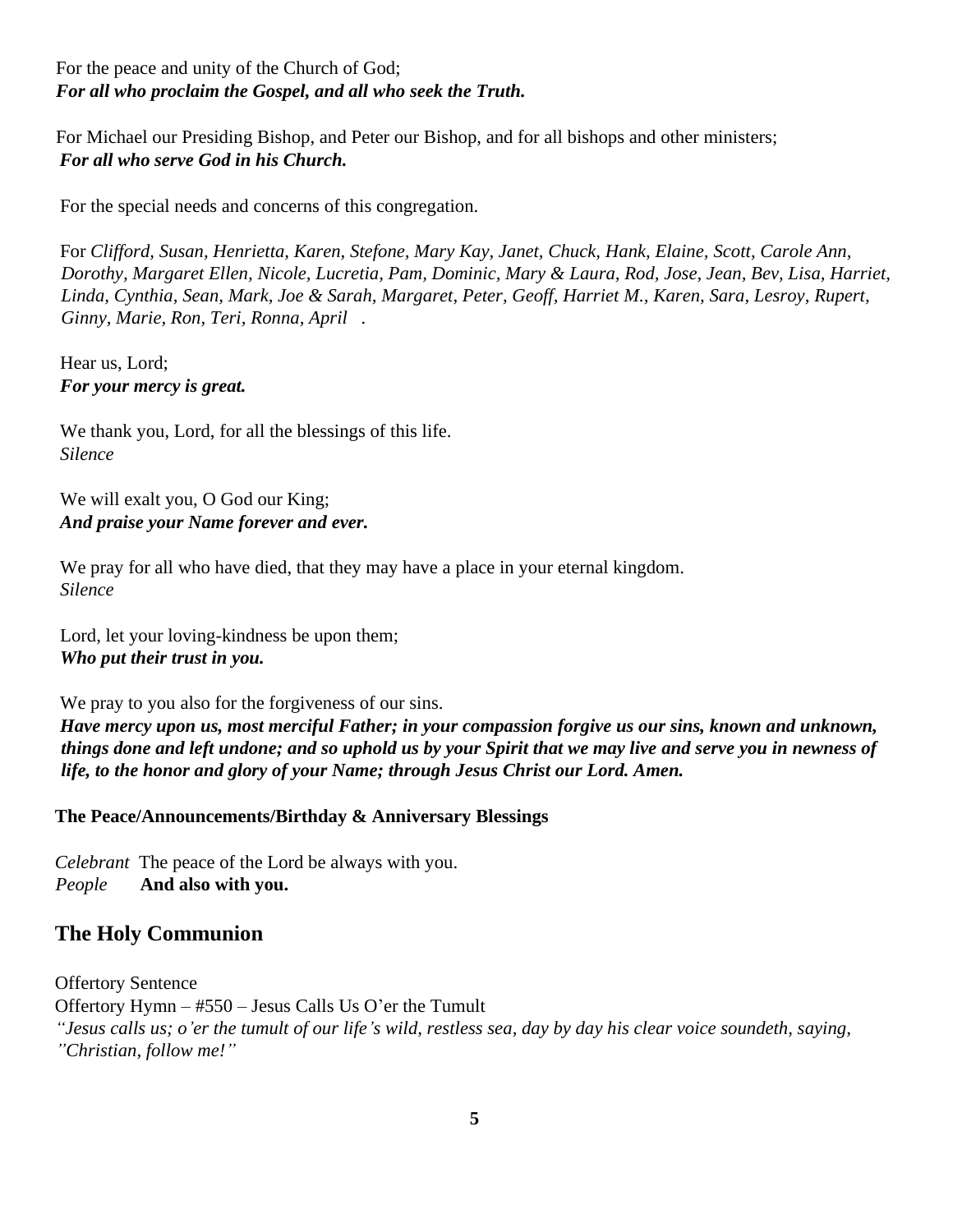For the peace and unity of the Church of God;
***For all who proclaim the Gospel, and all who seek the Truth.***

For Michael our Presiding Bishop, and Peter our Bishop, and for all bishops and other ministers;
***For all who serve God in his Church.***

For the special needs and concerns of this congregation.

For *Clifford, Susan, Henrietta, Karen, Stefone, Mary Kay, Janet, Chuck, Hank, Elaine, Scott, Carole Ann, Dorothy, Margaret Ellen, Nicole, Lucretia, Pam, Dominic, Mary & Laura, Rod, Jose, Jean, Bev, Lisa, Harriet, Linda, Cynthia, Sean, Mark, Joe & Sarah, Margaret, Peter, Geoff, Harriet M., Karen, Sara, Lesroy, Rupert, Ginny, Marie, Ron, Teri, Ronna, April* .

Hear us, Lord;
***For your mercy is great.***

We thank you, Lord, for all the blessings of this life.
*Silence*

We will exalt you, O God our King;
***And praise your Name forever and ever.***

We pray for all who have died, that they may have a place in your eternal kingdom.
*Silence*

Lord, let your loving-kindness be upon them;
***Who put their trust in you.***

We pray to you also for the forgiveness of our sins.
***Have mercy upon us, most merciful Father; in your compassion forgive us our sins, known and unknown, things done and left undone; and so uphold us by your Spirit that we may live and serve you in newness of life, to the honor and glory of your Name; through Jesus Christ our Lord. Amen.***

**The Peace/Announcements/Birthday & Anniversary Blessings**

*Celebrant* The peace of the Lord be always with you.
*People* **And also with you.**

## The Holy Communion

Offertory Sentence
Offertory Hymn – #550 – Jesus Calls Us O'er the Tumult
*"Jesus calls us; o'er the tumult of our life's wild, restless sea, day by day his clear voice soundeth, saying, "Christian, follow me!"*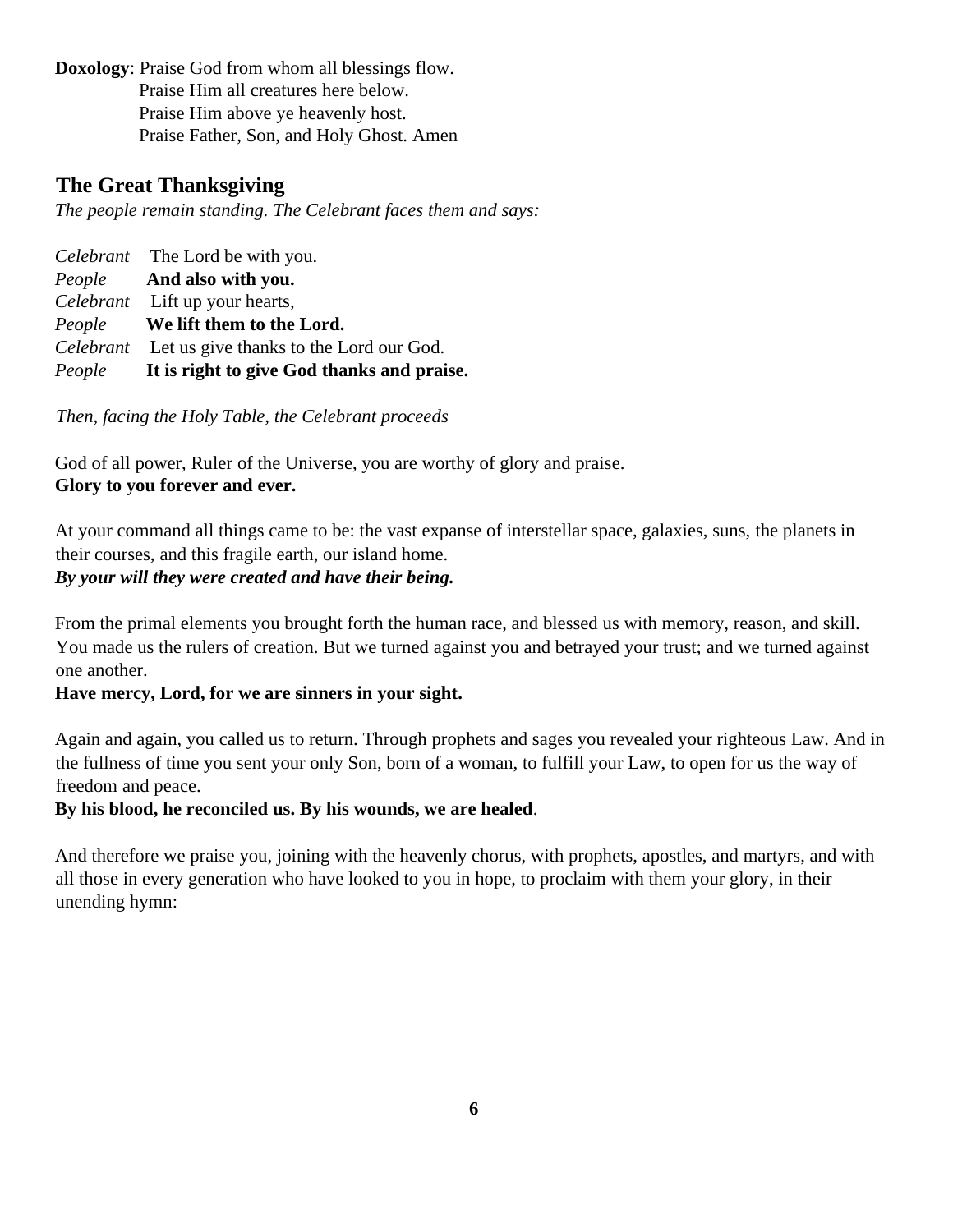**Doxology**: Praise God from whom all blessings flow.
Praise Him all creatures here below.
Praise Him above ye heavenly host.
Praise Father, Son, and Holy Ghost. Amen

## The Great Thanksgiving

*The people remain standing. The Celebrant faces them and says:*

*Celebrant* The Lord be with you.
*People* **And also with you.**
*Celebrant* Lift up your hearts,
*People* **We lift them to the Lord.**
*Celebrant* Let us give thanks to the Lord our God.
*People* **It is right to give God thanks and praise.**

*Then, facing the Holy Table, the Celebrant proceeds*

God of all power, Ruler of the Universe, you are worthy of glory and praise.
**Glory to you forever and ever.**

At your command all things came to be: the vast expanse of interstellar space, galaxies, suns, the planets in their courses, and this fragile earth, our island home.
***By your will they were created and have their being.***

From the primal elements you brought forth the human race, and blessed us with memory, reason, and skill. You made us the rulers of creation. But we turned against you and betrayed your trust; and we turned against one another.
**Have mercy, Lord, for we are sinners in your sight.**

Again and again, you called us to return. Through prophets and sages you revealed your righteous Law. And in the fullness of time you sent your only Son, born of a woman, to fulfill your Law, to open for us the way of freedom and peace.
**By his blood, he reconciled us. By his wounds, we are healed**.

And therefore we praise you, joining with the heavenly chorus, with prophets, apostles, and martyrs, and with all those in every generation who have looked to you in hope, to proclaim with them your glory, in their unending hymn: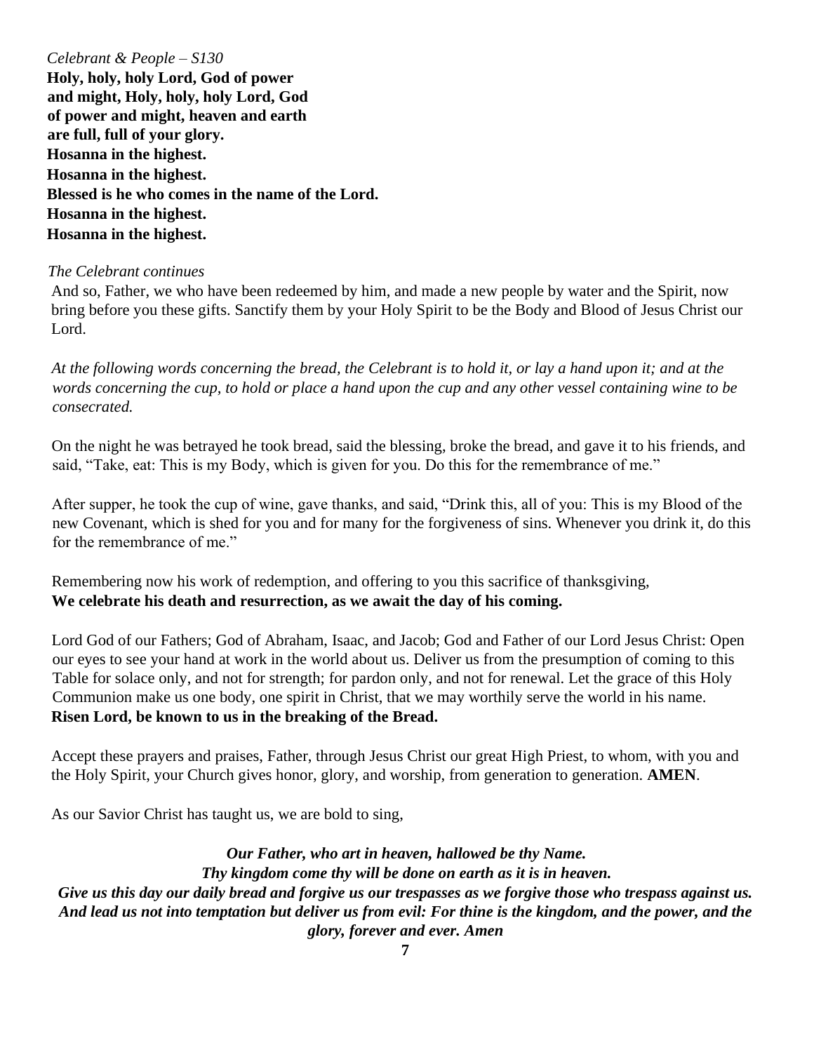*Celebrant & People – S130*

**Holy, holy, holy Lord, God of power and might, Holy, holy, holy Lord, God of power and might, heaven and earth are full, full of your glory.**
**Hosanna in the highest.**
**Hosanna in the highest.**
**Blessed is he who comes in the name of the Lord.**
**Hosanna in the highest.**
**Hosanna in the highest.**

*The Celebrant continues*

And so, Father, we who have been redeemed by him, and made a new people by water and the Spirit, now bring before you these gifts. Sanctify them by your Holy Spirit to be the Body and Blood of Jesus Christ our Lord.

*At the following words concerning the bread, the Celebrant is to hold it, or lay a hand upon it; and at the words concerning the cup, to hold or place a hand upon the cup and any other vessel containing wine to be consecrated.*

On the night he was betrayed he took bread, said the blessing, broke the bread, and gave it to his friends, and said, "Take, eat: This is my Body, which is given for you. Do this for the remembrance of me."

After supper, he took the cup of wine, gave thanks, and said, "Drink this, all of you: This is my Blood of the new Covenant, which is shed for you and for many for the forgiveness of sins. Whenever you drink it, do this for the remembrance of me."

Remembering now his work of redemption, and offering to you this sacrifice of thanksgiving,
**We celebrate his death and resurrection, as we await the day of his coming.**

Lord God of our Fathers; God of Abraham, Isaac, and Jacob; God and Father of our Lord Jesus Christ: Open our eyes to see your hand at work in the world about us. Deliver us from the presumption of coming to this Table for solace only, and not for strength; for pardon only, and not for renewal. Let the grace of this Holy Communion make us one body, one spirit in Christ, that we may worthily serve the world in his name.
**Risen Lord, be known to us in the breaking of the Bread.**

Accept these prayers and praises, Father, through Jesus Christ our great High Priest, to whom, with you and the Holy Spirit, your Church gives honor, glory, and worship, from generation to generation. **AMEN**.

As our Savior Christ has taught us, we are bold to sing,

***Our Father, who art in heaven, hallowed be thy Name.***
***Thy kingdom come thy will be done on earth as it is in heaven.***
***Give us this day our daily bread and forgive us our trespasses as we forgive those who trespass against us.***
***And lead us not into temptation but deliver us from evil: For thine is the kingdom, and the power, and the glory, forever and ever. Amen***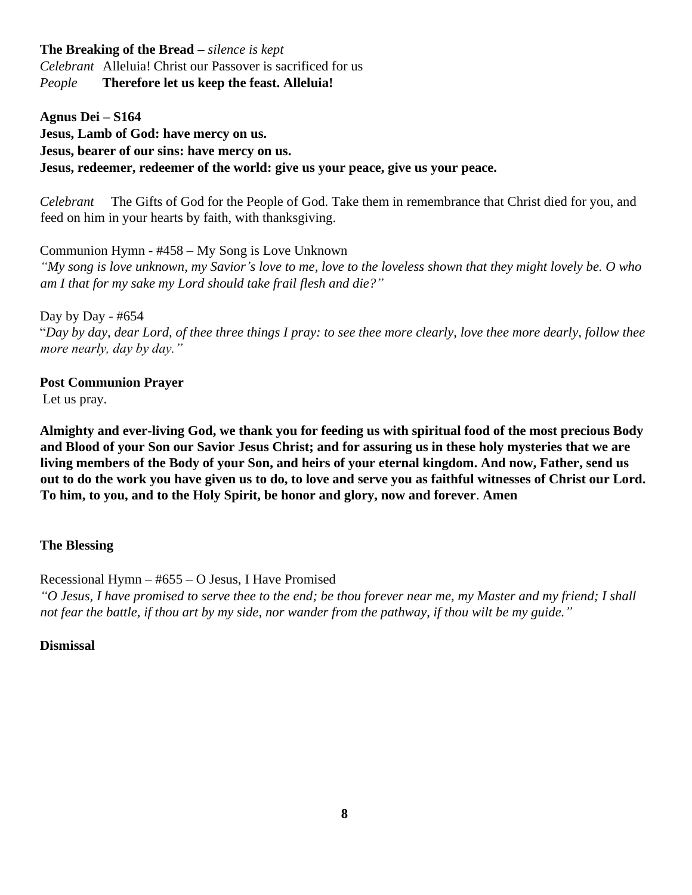**The Breaking of the Bread –** *silence is kept*

*Celebrant* Alleluia! Christ our Passover is sacrificed for us
*People* **Therefore let us keep the feast. Alleluia!**

**Agnus Dei – S164**
**Jesus, Lamb of God: have mercy on us.**
**Jesus, bearer of our sins: have mercy on us.**
**Jesus, redeemer, redeemer of the world: give us your peace, give us your peace.**

*Celebrant* The Gifts of God for the People of God. Take them in remembrance that Christ died for you, and feed on him in your hearts by faith, with thanksgiving.

Communion Hymn - #458 – My Song is Love Unknown
*"My song is love unknown, my Savior's love to me, love to the loveless shown that they might lovely be. O who am I that for my sake my Lord should take frail flesh and die?"*

Day by Day - #654
"*Day by day, dear Lord, of thee three things I pray: to see thee more clearly, love thee more dearly, follow thee more nearly, day by day."*

**Post Communion Prayer**
Let us pray.

**Almighty and ever-living God, we thank you for feeding us with spiritual food of the most precious Body and Blood of your Son our Savior Jesus Christ; and for assuring us in these holy mysteries that we are living members of the Body of your Son, and heirs of your eternal kingdom. And now, Father, send us out to do the work you have given us to do, to love and serve you as faithful witnesses of Christ our Lord. To him, to you, and to the Holy Spirit, be honor and glory, now and forever**. **Amen**

**The Blessing**

Recessional Hymn – #655 – O Jesus, I Have Promised
*"O Jesus, I have promised to serve thee to the end; be thou forever near me, my Master and my friend; I shall not fear the battle, if thou art by my side, nor wander from the pathway, if thou wilt be my guide."*

**Dismissal**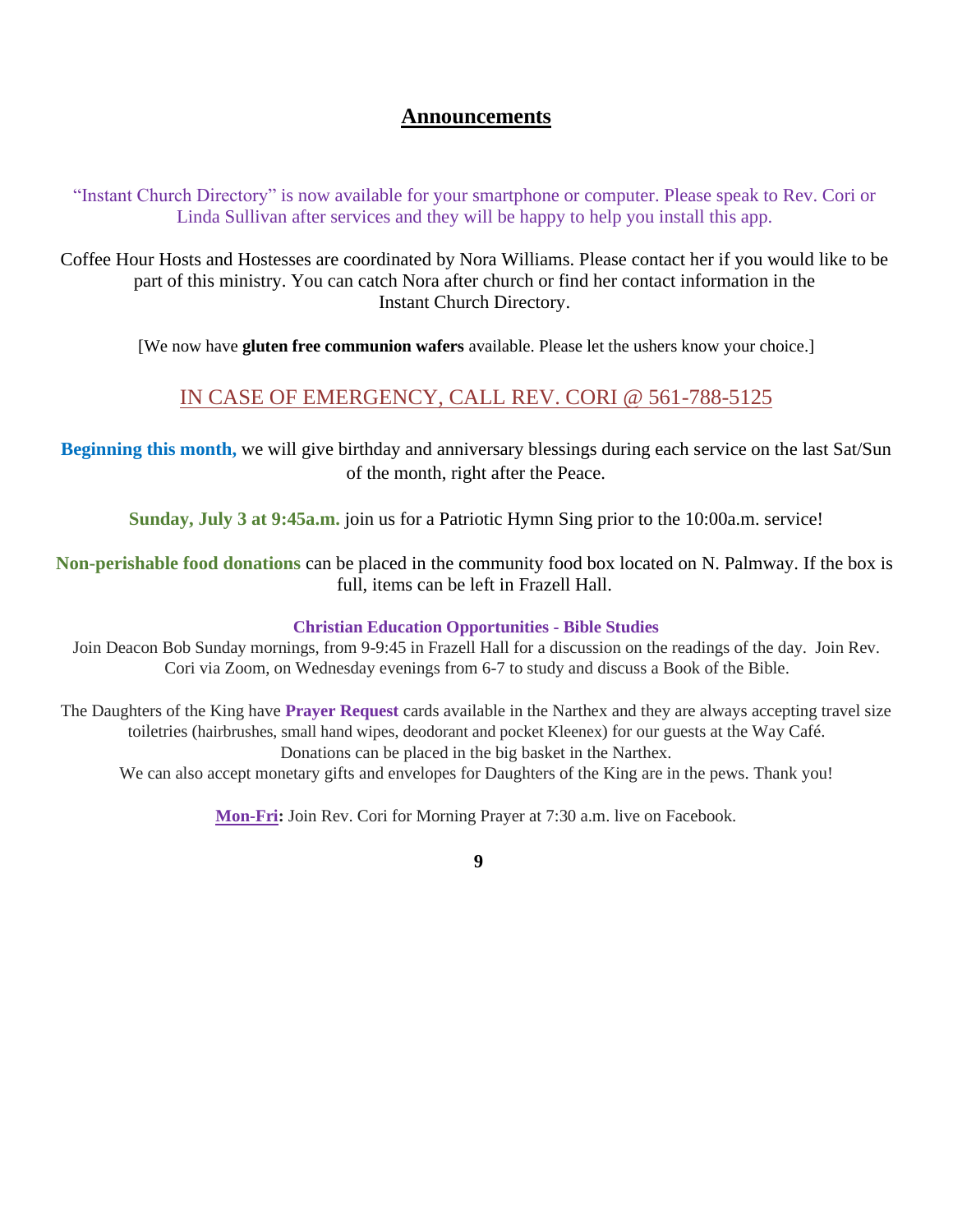## Announcements

"Instant Church Directory" is now available for your smartphone or computer. Please speak to Rev. Cori or Linda Sullivan after services and they will be happy to help you install this app.

Coffee Hour Hosts and Hostesses are coordinated by Nora Williams. Please contact her if you would like to be part of this ministry. You can catch Nora after church or find her contact information in the Instant Church Directory.

[We now have **gluten free communion wafers** available. Please let the ushers know your choice.]

IN CASE OF EMERGENCY, CALL REV. CORI @ 561-788-5125

**Beginning this month,** we will give birthday and anniversary blessings during each service on the last Sat/Sun of the month, right after the Peace.

**Sunday, July 3 at 9:45a.m.** join us for a Patriotic Hymn Sing prior to the 10:00a.m. service!

**Non-perishable food donations** can be placed in the community food box located on N. Palmway. If the box is full, items can be left in Frazell Hall.

**Christian Education Opportunities - Bible Studies**

Join Deacon Bob Sunday mornings, from 9-9:45 in Frazell Hall for a discussion on the readings of the day. Join Rev. Cori via Zoom, on Wednesday evenings from 6-7 to study and discuss a Book of the Bible.

The Daughters of the King have **Prayer Request** cards available in the Narthex and they are always accepting travel size toiletries (hairbrushes, small hand wipes, deodorant and pocket Kleenex) for our guests at the Way Café. Donations can be placed in the big basket in the Narthex.
We can also accept monetary gifts and envelopes for Daughters of the King are in the pews. Thank you!

**Mon-Fri:** Join Rev. Cori for Morning Prayer at 7:30 a.m. live on Facebook.